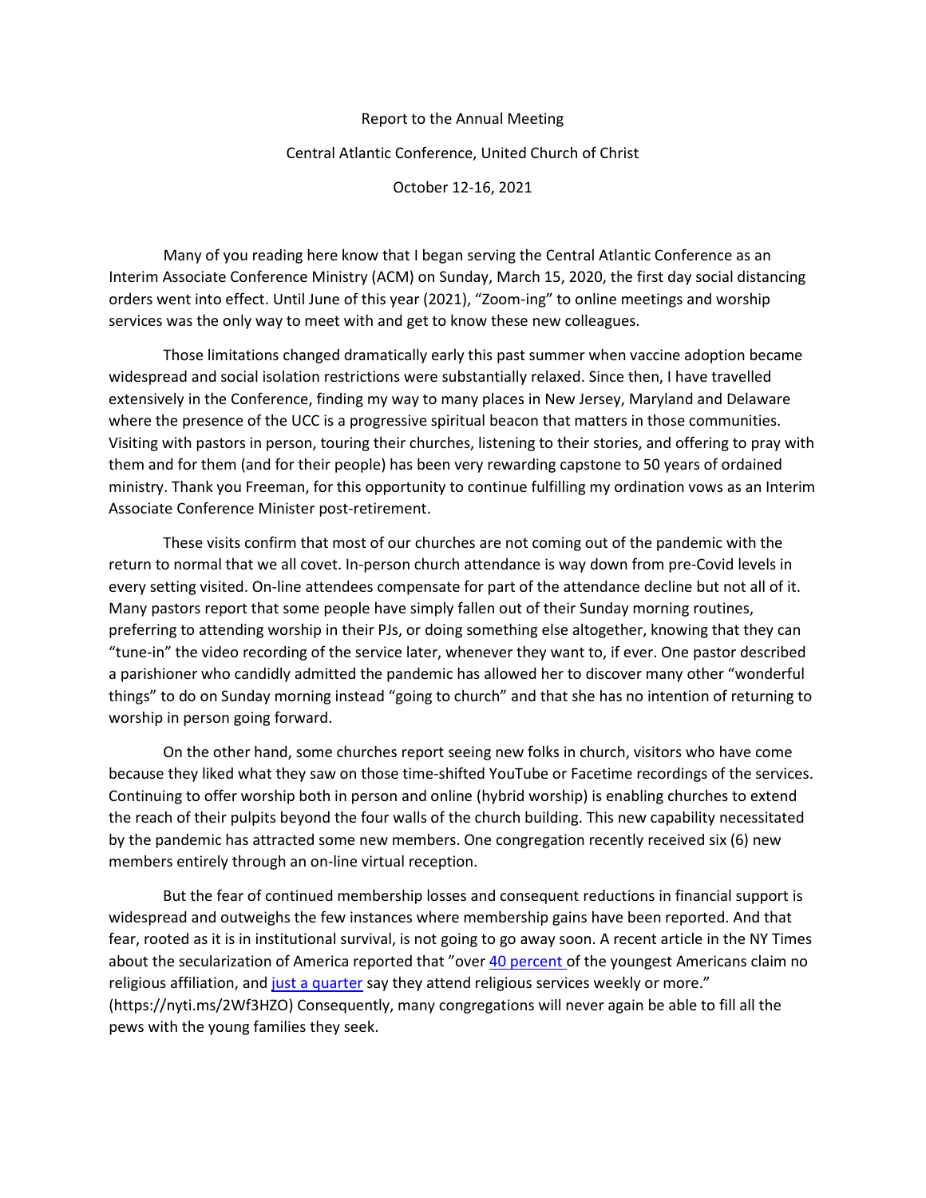Report to the Annual Meeting

Central Atlantic Conference, United Church of Christ

October 12-16, 2021

Many of you reading here know that I began serving the Central Atlantic Conference as an Interim Associate Conference Ministry (ACM) on Sunday, March 15, 2020, the first day social distancing orders went into effect. Until June of this year (2021), "Zoom-ing" to online meetings and worship services was the only way to meet with and get to know these new colleagues.

Those limitations changed dramatically early this past summer when vaccine adoption became widespread and social isolation restrictions were substantially relaxed. Since then, I have travelled extensively in the Conference, finding my way to many places in New Jersey, Maryland and Delaware where the presence of the UCC is a progressive spiritual beacon that matters in those communities. Visiting with pastors in person, touring their churches, listening to their stories, and offering to pray with them and for them (and for their people) has been very rewarding capstone to 50 years of ordained ministry. Thank you Freeman, for this opportunity to continue fulfilling my ordination vows as an Interim Associate Conference Minister post-retirement.

These visits confirm that most of our churches are not coming out of the pandemic with the return to normal that we all covet. In-person church attendance is way down from pre-Covid levels in every setting visited. On-line attendees compensate for part of the attendance decline but not all of it. Many pastors report that some people have simply fallen out of their Sunday morning routines, preferring to attending worship in their PJs, or doing something else altogether, knowing that they can "tune-in" the video recording of the service later, whenever they want to, if ever. One pastor described a parishioner who candidly admitted the pandemic has allowed her to discover many other "wonderful things" to do on Sunday morning instead "going to church" and that she has no intention of returning to worship in person going forward.

On the other hand, some churches report seeing new folks in church, visitors who have come because they liked what they saw on those time-shifted YouTube or Facetime recordings of the services. Continuing to offer worship both in person and online (hybrid worship) is enabling churches to extend the reach of their pulpits beyond the four walls of the church building. This new capability necessitated by the pandemic has attracted some new members. One congregation recently received six (6) new members entirely through an on-line virtual reception.

But the fear of continued membership losses and consequent reductions in financial support is widespread and outweighs the few instances where membership gains have been reported. And that fear, rooted as it is in institutional survival, is not going to go away soon. A recent article in the NY Times about the secularization of America reported that "over 40 percent of the youngest Americans claim no religious affiliation, and just a quarter say they attend religious services weekly or more." (https://nyti.ms/2Wf3HZO) Consequently, many congregations will never again be able to fill all the pews with the young families they seek.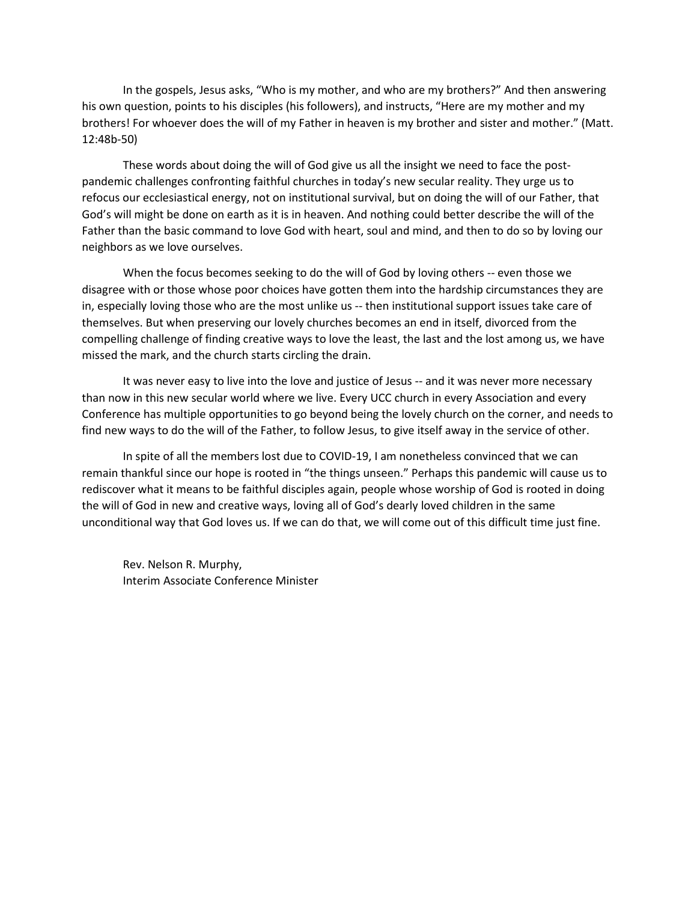In the gospels, Jesus asks, “Who is my mother, and who are my brothers?” And then answering his own question, points to his disciples (his followers), and instructs, “Here are my mother and my brothers! For whoever does the will of my Father in heaven is my brother and sister and mother.” (Matt. 12:48b-50)

These words about doing the will of God give us all the insight we need to face the post-pandemic challenges confronting faithful churches in today’s new secular reality. They urge us to refocus our ecclesiastical energy, not on institutional survival, but on doing the will of our Father, that God’s will might be done on earth as it is in heaven. And nothing could better describe the will of the Father than the basic command to love God with heart, soul and mind, and then to do so by loving our neighbors as we love ourselves.

When the focus becomes seeking to do the will of God by loving others -- even those we disagree with or those whose poor choices have gotten them into the hardship circumstances they are in, especially loving those who are the most unlike us -- then institutional support issues take care of themselves. But when preserving our lovely churches becomes an end in itself, divorced from the compelling challenge of finding creative ways to love the least, the last and the lost among us, we have missed the mark, and the church starts circling the drain.

It was never easy to live into the love and justice of Jesus -- and it was never more necessary than now in this new secular world where we live. Every UCC church in every Association and every Conference has multiple opportunities to go beyond being the lovely church on the corner, and needs to find new ways to do the will of the Father, to follow Jesus, to give itself away in the service of other.

In spite of all the members lost due to COVID-19, I am nonetheless convinced that we can remain thankful since our hope is rooted in “the things unseen.” Perhaps this pandemic will cause us to rediscover what it means to be faithful disciples again, people whose worship of God is rooted in doing the will of God in new and creative ways, loving all of God’s dearly loved children in the same unconditional way that God loves us. If we can do that, we will come out of this difficult time just fine.

Rev. Nelson R. Murphy,
Interim Associate Conference Minister